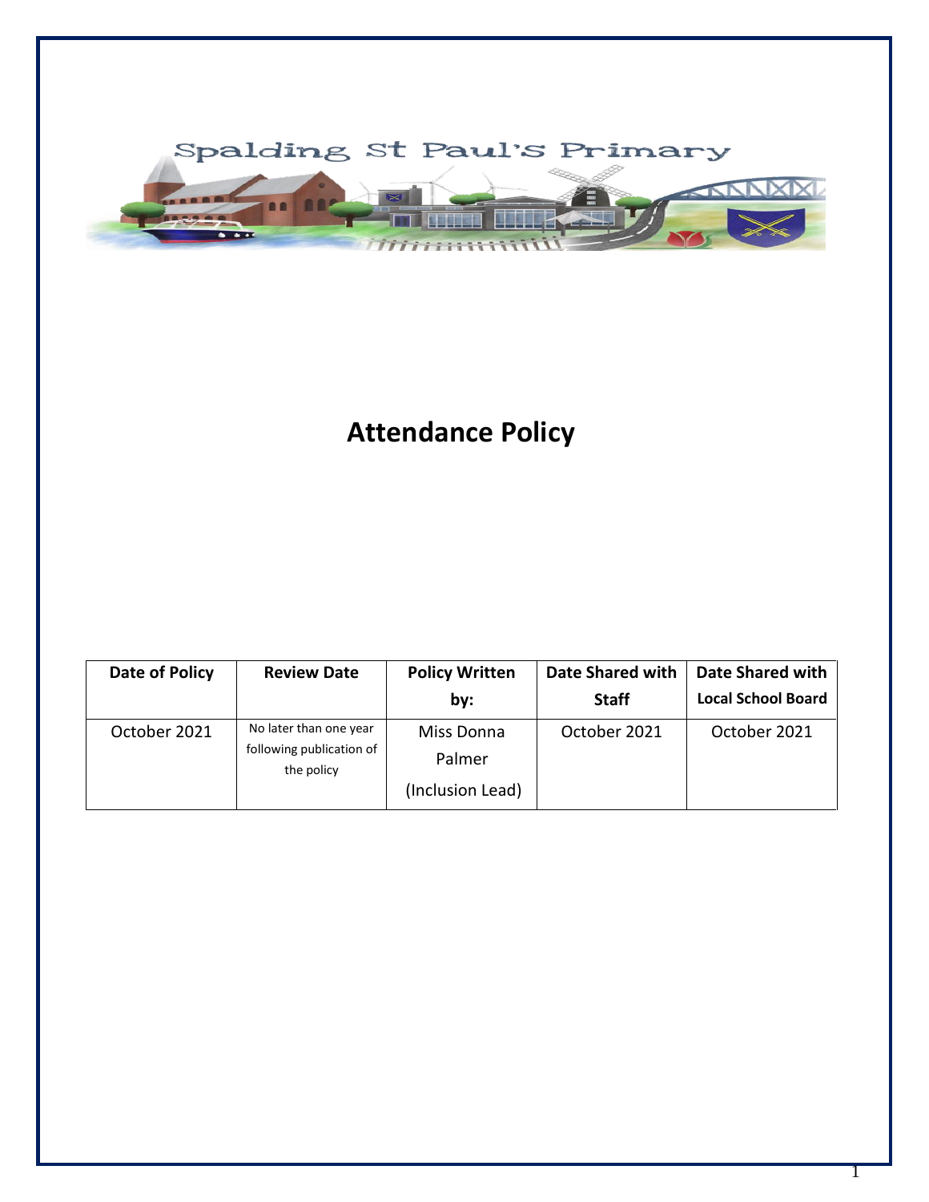Spalding St Paul's Primary

# Attendance Policy

| Date of Policy | Review Date | Policy Written by: | Date Shared with Staff | Date Shared with Local School Board |
|---|---|---|---|---|
| October 2021 | No later than one year following publication of the policy | Miss Donna Palmer (Inclusion Lead) | October 2021 | October 2021 |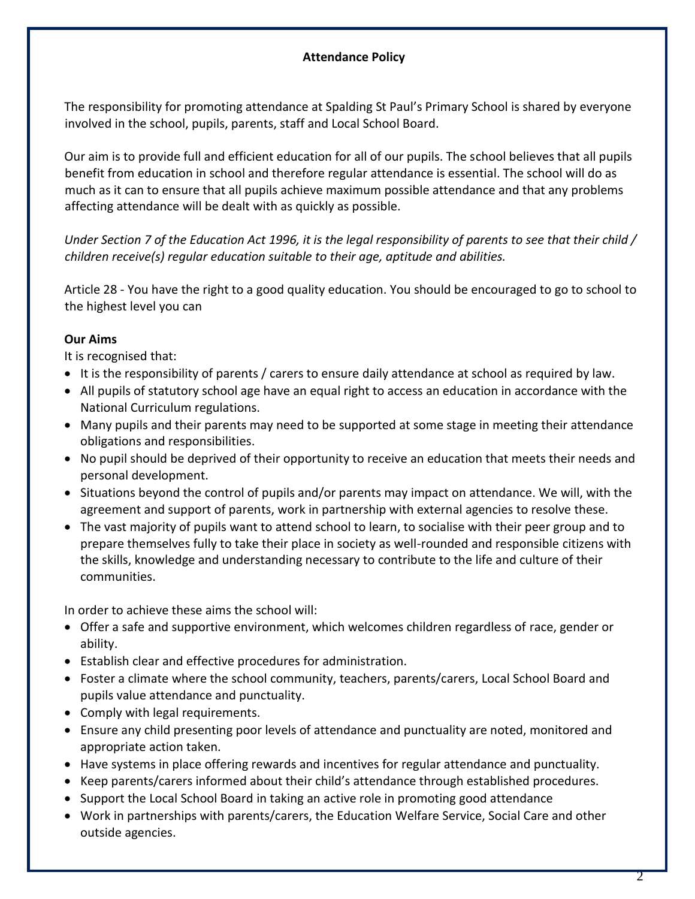# Attendance Policy

The responsibility for promoting attendance at Spalding St Paul's Primary School is shared by everyone involved in the school, pupils, parents, staff and Local School Board.

Our aim is to provide full and efficient education for all of our pupils. The school believes that all pupils benefit from education in school and therefore regular attendance is essential. The school will do as much as it can to ensure that all pupils achieve maximum possible attendance and that any problems affecting attendance will be dealt with as quickly as possible.

*Under Section 7 of the Education Act 1996, it is the legal responsibility of parents to see that their child / children receive(s) regular education suitable to their age, aptitude and abilities.*

Article 28 - You have the right to a good quality education. You should be encouraged to go to school to the highest level you can

**Our Aims**

It is recognised that:

- It is the responsibility of parents / carers to ensure daily attendance at school as required by law.
- All pupils of statutory school age have an equal right to access an education in accordance with the National Curriculum regulations.
- Many pupils and their parents may need to be supported at some stage in meeting their attendance obligations and responsibilities.
- No pupil should be deprived of their opportunity to receive an education that meets their needs and personal development.
- Situations beyond the control of pupils and/or parents may impact on attendance. We will, with the agreement and support of parents, work in partnership with external agencies to resolve these.
- The vast majority of pupils want to attend school to learn, to socialise with their peer group and to prepare themselves fully to take their place in society as well-rounded and responsible citizens with the skills, knowledge and understanding necessary to contribute to the life and culture of their communities.

In order to achieve these aims the school will:

- Offer a safe and supportive environment, which welcomes children regardless of race, gender or ability.
- Establish clear and effective procedures for administration.
- Foster a climate where the school community, teachers, parents/carers, Local School Board and pupils value attendance and punctuality.
- Comply with legal requirements.
- Ensure any child presenting poor levels of attendance and punctuality are noted, monitored and appropriate action taken.
- Have systems in place offering rewards and incentives for regular attendance and punctuality.
- Keep parents/carers informed about their child's attendance through established procedures.
- Support the Local School Board in taking an active role in promoting good attendance
- Work in partnerships with parents/carers, the Education Welfare Service, Social Care and other outside agencies.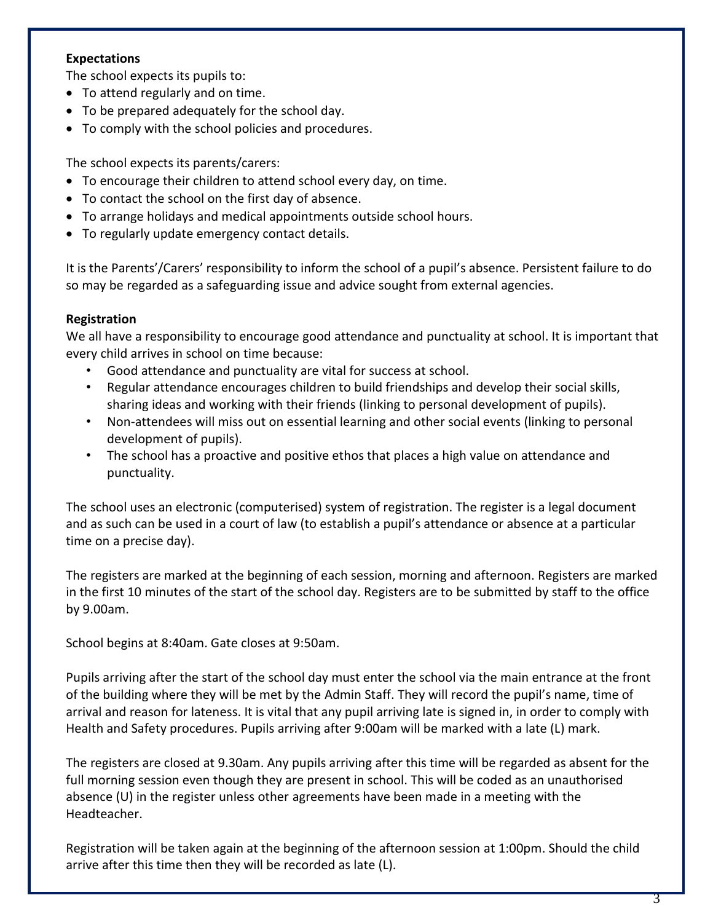**Expectations**

The school expects its pupils to:

- To attend regularly and on time.
- To be prepared adequately for the school day.
- To comply with the school policies and procedures.

The school expects its parents/carers:

- To encourage their children to attend school every day, on time.
- To contact the school on the first day of absence.
- To arrange holidays and medical appointments outside school hours.
- To regularly update emergency contact details.

It is the Parents'/Carers' responsibility to inform the school of a pupil's absence. Persistent failure to do so may be regarded as a safeguarding issue and advice sought from external agencies.

**Registration**

We all have a responsibility to encourage good attendance and punctuality at school. It is important that every child arrives in school on time because:

- Good attendance and punctuality are vital for success at school.
- Regular attendance encourages children to build friendships and develop their social skills, sharing ideas and working with their friends (linking to personal development of pupils).
- Non-attendees will miss out on essential learning and other social events (linking to personal development of pupils).
- The school has a proactive and positive ethos that places a high value on attendance and punctuality.

The school uses an electronic (computerised) system of registration. The register is a legal document and as such can be used in a court of law (to establish a pupil's attendance or absence at a particular time on a precise day).

The registers are marked at the beginning of each session, morning and afternoon. Registers are marked in the first 10 minutes of the start of the school day. Registers are to be submitted by staff to the office by 9.00am.

School begins at 8:40am. Gate closes at 9:50am.

Pupils arriving after the start of the school day must enter the school via the main entrance at the front of the building where they will be met by the Admin Staff. They will record the pupil's name, time of arrival and reason for lateness. It is vital that any pupil arriving late is signed in, in order to comply with Health and Safety procedures. Pupils arriving after 9:00am will be marked with a late (L) mark.

The registers are closed at 9.30am. Any pupils arriving after this time will be regarded as absent for the full morning session even though they are present in school. This will be coded as an unauthorised absence (U) in the register unless other agreements have been made in a meeting with the Headteacher.

Registration will be taken again at the beginning of the afternoon session at 1:00pm. Should the child arrive after this time then they will be recorded as late (L).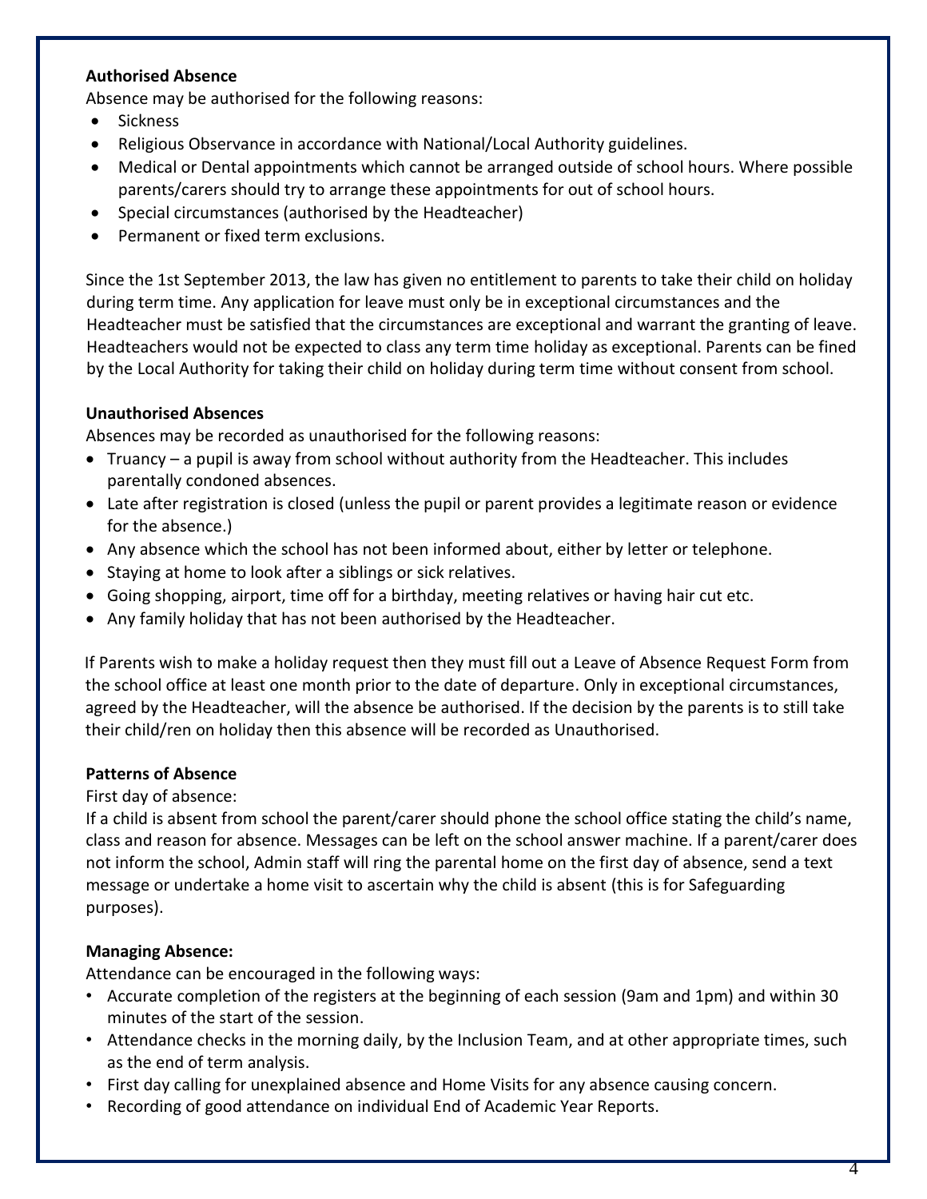**Authorised Absence**

Absence may be authorised for the following reasons:

- Sickness
- Religious Observance in accordance with National/Local Authority guidelines.
- Medical or Dental appointments which cannot be arranged outside of school hours. Where possible parents/carers should try to arrange these appointments for out of school hours.
- Special circumstances (authorised by the Headteacher)
- Permanent or fixed term exclusions.

Since the 1st September 2013, the law has given no entitlement to parents to take their child on holiday during term time. Any application for leave must only be in exceptional circumstances and the Headteacher must be satisfied that the circumstances are exceptional and warrant the granting of leave. Headteachers would not be expected to class any term time holiday as exceptional. Parents can be fined by the Local Authority for taking their child on holiday during term time without consent from school.

**Unauthorised Absences**

Absences may be recorded as unauthorised for the following reasons:

- Truancy – a pupil is away from school without authority from the Headteacher. This includes parentally condoned absences.
- Late after registration is closed (unless the pupil or parent provides a legitimate reason or evidence for the absence.)
- Any absence which the school has not been informed about, either by letter or telephone.
- Staying at home to look after a siblings or sick relatives.
- Going shopping, airport, time off for a birthday, meeting relatives or having hair cut etc.
- Any family holiday that has not been authorised by the Headteacher.

If Parents wish to make a holiday request then they must fill out a Leave of Absence Request Form from the school office at least one month prior to the date of departure. Only in exceptional circumstances, agreed by the Headteacher, will the absence be authorised. If the decision by the parents is to still take their child/ren on holiday then this absence will be recorded as Unauthorised.

**Patterns of Absence**

First day of absence:

If a child is absent from school the parent/carer should phone the school office stating the child's name, class and reason for absence. Messages can be left on the school answer machine. If a parent/carer does not inform the school, Admin staff will ring the parental home on the first day of absence, send a text message or undertake a home visit to ascertain why the child is absent (this is for Safeguarding purposes).

**Managing Absence:**

Attendance can be encouraged in the following ways:

- Accurate completion of the registers at the beginning of each session (9am and 1pm) and within 30 minutes of the start of the session.
- Attendance checks in the morning daily, by the Inclusion Team, and at other appropriate times, such as the end of term analysis.
- First day calling for unexplained absence and Home Visits for any absence causing concern.
- Recording of good attendance on individual End of Academic Year Reports.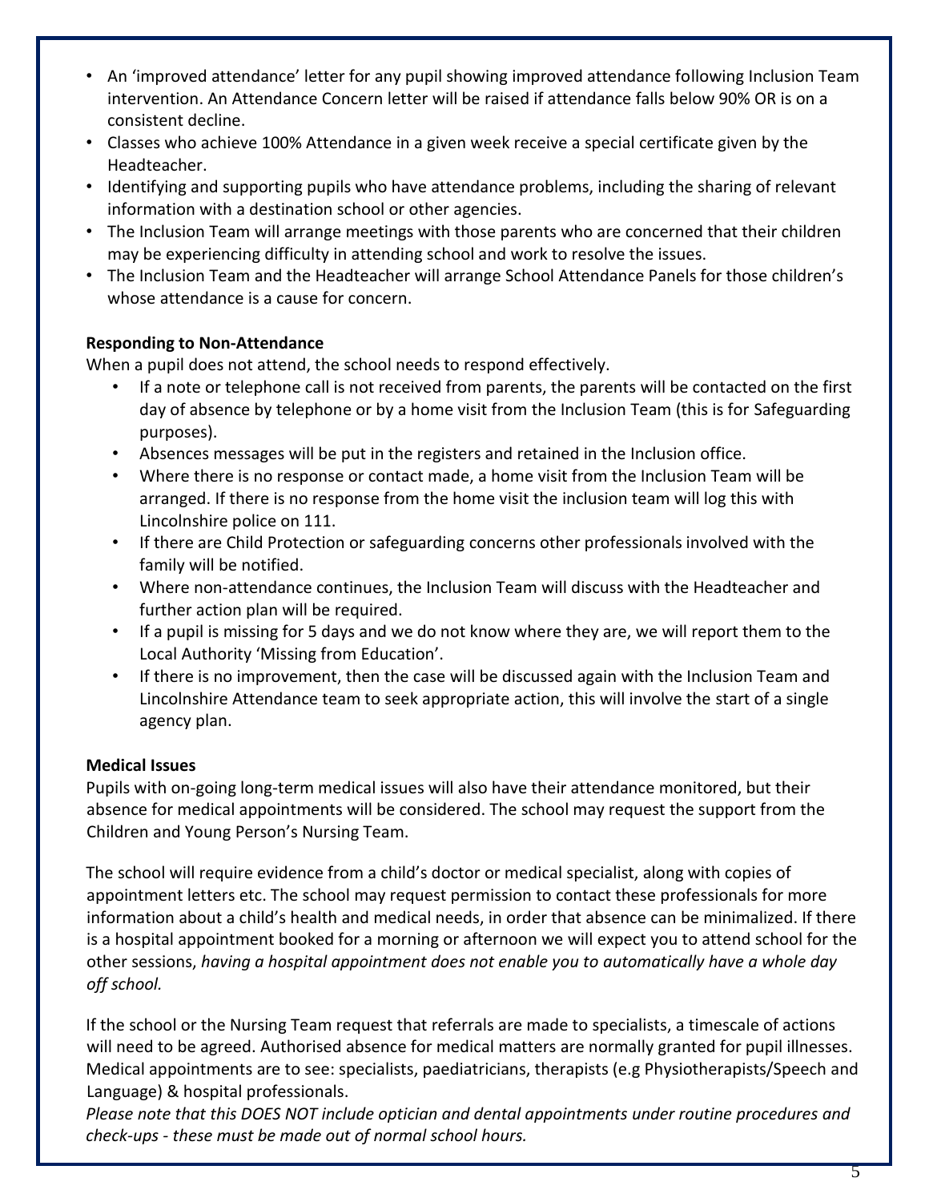- An 'improved attendance' letter for any pupil showing improved attendance following Inclusion Team intervention. An Attendance Concern letter will be raised if attendance falls below 90% OR is on a consistent decline.
- Classes who achieve 100% Attendance in a given week receive a special certificate given by the Headteacher.
- Identifying and supporting pupils who have attendance problems, including the sharing of relevant information with a destination school or other agencies.
- The Inclusion Team will arrange meetings with those parents who are concerned that their children may be experiencing difficulty in attending school and work to resolve the issues.
- The Inclusion Team and the Headteacher will arrange School Attendance Panels for those children's whose attendance is a cause for concern.

**Responding to Non-Attendance**

When a pupil does not attend, the school needs to respond effectively.

- If a note or telephone call is not received from parents, the parents will be contacted on the first day of absence by telephone or by a home visit from the Inclusion Team (this is for Safeguarding purposes).
- Absences messages will be put in the registers and retained in the Inclusion office.
- Where there is no response or contact made, a home visit from the Inclusion Team will be arranged. If there is no response from the home visit the inclusion team will log this with Lincolnshire police on 111.
- If there are Child Protection or safeguarding concerns other professionals involved with the family will be notified.
- Where non-attendance continues, the Inclusion Team will discuss with the Headteacher and further action plan will be required.
- If a pupil is missing for 5 days and we do not know where they are, we will report them to the Local Authority 'Missing from Education'.
- If there is no improvement, then the case will be discussed again with the Inclusion Team and Lincolnshire Attendance team to seek appropriate action, this will involve the start of a single agency plan.

**Medical Issues**

Pupils with on-going long-term medical issues will also have their attendance monitored, but their absence for medical appointments will be considered. The school may request the support from the Children and Young Person's Nursing Team.

The school will require evidence from a child's doctor or medical specialist, along with copies of appointment letters etc. The school may request permission to contact these professionals for more information about a child's health and medical needs, in order that absence can be minimalized. If there is a hospital appointment booked for a morning or afternoon we will expect you to attend school for the other sessions, *having a hospital appointment does not enable you to automatically have a whole day off school.*

If the school or the Nursing Team request that referrals are made to specialists, a timescale of actions will need to be agreed. Authorised absence for medical matters are normally granted for pupil illnesses. Medical appointments are to see: specialists, paediatricians, therapists (e.g Physiotherapists/Speech and Language) & hospital professionals.

*Please note that this DOES NOT include optician and dental appointments under routine procedures and check-ups - these must be made out of normal school hours.*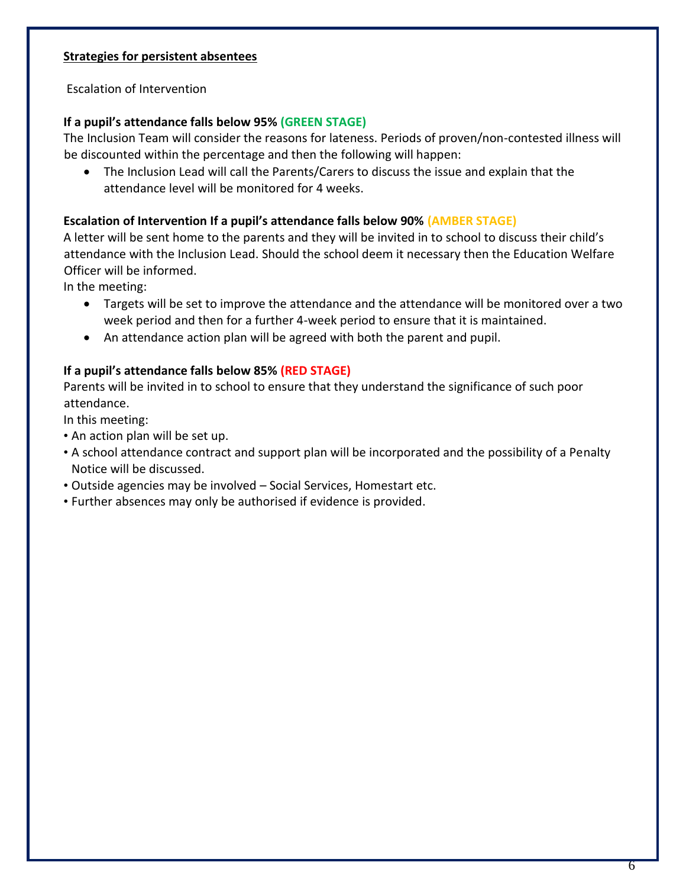**Strategies for persistent absentees**

Escalation of Intervention

**If a pupil's attendance falls below 95% (GREEN STAGE)**

The Inclusion Team will consider the reasons for lateness. Periods of proven/non-contested illness will be discounted within the percentage and then the following will happen:

- The Inclusion Lead will call the Parents/Carers to discuss the issue and explain that the attendance level will be monitored for 4 weeks.

**Escalation of Intervention If a pupil's attendance falls below 90% (AMBER STAGE)**

A letter will be sent home to the parents and they will be invited in to school to discuss their child's attendance with the Inclusion Lead. Should the school deem it necessary then the Education Welfare Officer will be informed.

In the meeting:

- Targets will be set to improve the attendance and the attendance will be monitored over a two week period and then for a further 4-week period to ensure that it is maintained.
- An attendance action plan will be agreed with both the parent and pupil.

**If a pupil's attendance falls below 85% (RED STAGE)**

Parents will be invited in to school to ensure that they understand the significance of such poor attendance.

In this meeting:

- An action plan will be set up.
- A school attendance contract and support plan will be incorporated and the possibility of a Penalty Notice will be discussed.
- Outside agencies may be involved – Social Services, Homestart etc.
- Further absences may only be authorised if evidence is provided.